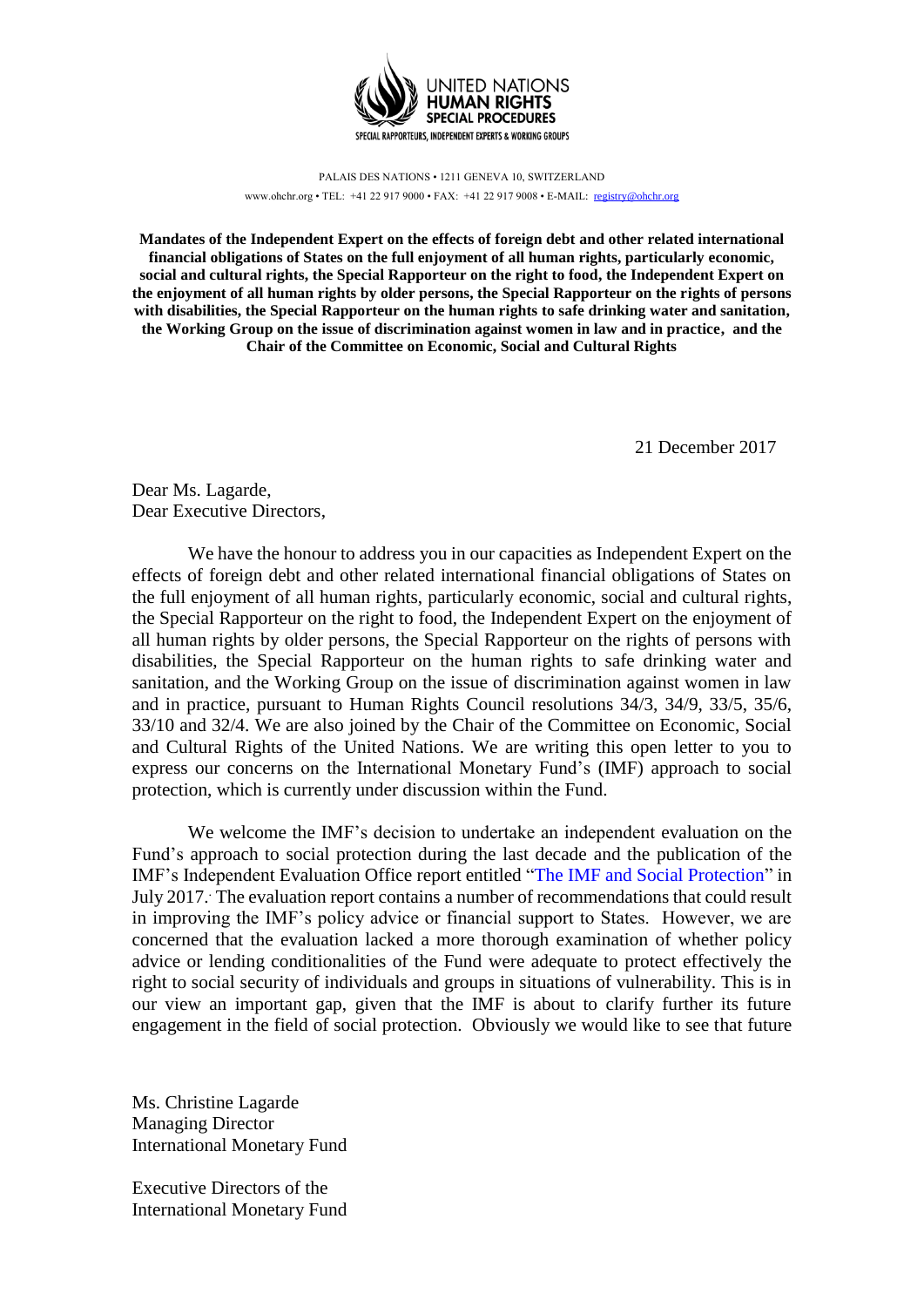UNITED NATIONS
**HUMAN RIGHTS**
**SPECIAL PROCEDURES**
SPECIAL RAPPORTEURS, INDEPENDENT EXPERTS & WORKING GROUPS

PALAIS DES NATIONS • 1211 GENEVA 10, SWITZERLAND
www.ohchr.org • TEL: +41 22 917 9000 • FAX: +41 22 917 9008 • E-MAIL: registry@ohchr.org

**Mandates of the Independent Expert on the effects of foreign debt and other related international financial obligations of States on the full enjoyment of all human rights, particularly economic, social and cultural rights, the Special Rapporteur on the right to food, the Independent Expert on the enjoyment of all human rights by older persons, the Special Rapporteur on the rights of persons with disabilities, the Special Rapporteur on the human rights to safe drinking water and sanitation, the Working Group on the issue of discrimination against women in law and in practice, and the Chair of the Committee on Economic, Social and Cultural Rights**

21 December 2017

Dear Ms. Lagarde,
Dear Executive Directors,

We have the honour to address you in our capacities as Independent Expert on the effects of foreign debt and other related international financial obligations of States on the full enjoyment of all human rights, particularly economic, social and cultural rights, the Special Rapporteur on the right to food, the Independent Expert on the enjoyment of all human rights by older persons, the Special Rapporteur on the rights of persons with disabilities, the Special Rapporteur on the human rights to safe drinking water and sanitation, and the Working Group on the issue of discrimination against women in law and in practice, pursuant to Human Rights Council resolutions 34/3, 34/9, 33/5, 35/6, 33/10 and 32/4. We are also joined by the Chair of the Committee on Economic, Social and Cultural Rights of the United Nations. We are writing this open letter to you to express our concerns on the International Monetary Fund's (IMF) approach to social protection, which is currently under discussion within the Fund.

We welcome the IMF's decision to undertake an independent evaluation on the Fund's approach to social protection during the last decade and the publication of the IMF's Independent Evaluation Office report entitled "The IMF and Social Protection" in July 2017. The evaluation report contains a number of recommendations that could result in improving the IMF's policy advice or financial support to States. However, we are concerned that the evaluation lacked a more thorough examination of whether policy advice or lending conditionalities of the Fund were adequate to protect effectively the right to social security of individuals and groups in situations of vulnerability. This is in our view an important gap, given that the IMF is about to clarify further its future engagement in the field of social protection. Obviously we would like to see that future

Ms. Christine Lagarde
Managing Director
International Monetary Fund

Executive Directors of the
International Monetary Fund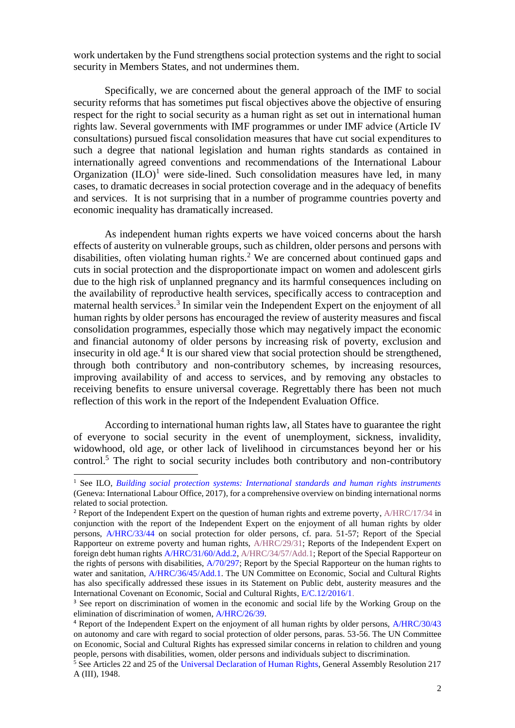work undertaken by the Fund strengthens social protection systems and the right to social security in Members States, and not undermines them.

Specifically, we are concerned about the general approach of the IMF to social security reforms that has sometimes put fiscal objectives above the objective of ensuring respect for the right to social security as a human right as set out in international human rights law. Several governments with IMF programmes or under IMF advice (Article IV consultations) pursued fiscal consolidation measures that have cut social expenditures to such a degree that national legislation and human rights standards as contained in internationally agreed conventions and recommendations of the International Labour Organization (ILO)[1] were side-lined. Such consolidation measures have led, in many cases, to dramatic decreases in social protection coverage and in the adequacy of benefits and services. It is not surprising that in a number of programme countries poverty and economic inequality has dramatically increased.

As independent human rights experts we have voiced concerns about the harsh effects of austerity on vulnerable groups, such as children, older persons and persons with disabilities, often violating human rights.[2] We are concerned about continued gaps and cuts in social protection and the disproportionate impact on women and adolescent girls due to the high risk of unplanned pregnancy and its harmful consequences including on the availability of reproductive health services, specifically access to contraception and maternal health services.[3] In similar vein the Independent Expert on the enjoyment of all human rights by older persons has encouraged the review of austerity measures and fiscal consolidation programmes, especially those which may negatively impact the economic and financial autonomy of older persons by increasing risk of poverty, exclusion and insecurity in old age.[4] It is our shared view that social protection should be strengthened, through both contributory and non-contributory schemes, by increasing resources, improving availability of and access to services, and by removing any obstacles to receiving benefits to ensure universal coverage. Regrettably there has been not much reflection of this work in the report of the Independent Evaluation Office.

According to international human rights law, all States have to guarantee the right of everyone to social security in the event of unemployment, sickness, invalidity, widowhood, old age, or other lack of livelihood in circumstances beyond her or his control.[5] The right to social security includes both contributory and non-contributory

---

[1] See ILO, *Building social protection systems: International standards and human rights instruments* (Geneva: International Labour Office, 2017), for a comprehensive overview on binding international norms related to social protection.

[2] Report of the Independent Expert on the question of human rights and extreme poverty, A/HRC/17/34 in conjunction with the report of the Independent Expert on the enjoyment of all human rights by older persons, A/HRC/33/44 on social protection for older persons, cf. para. 51-57; Report of the Special Rapporteur on extreme poverty and human rights, A/HRC/29/31; Reports of the Independent Expert on foreign debt human rights A/HRC/31/60/Add.2, A/HRC/34/57/Add.1; Report of the Special Rapporteur on the rights of persons with disabilities, A/70/297; Report by the Special Rapporteur on the human rights to water and sanitation, A/HRC/36/45/Add.1. The UN Committee on Economic, Social and Cultural Rights has also specifically addressed these issues in its Statement on Public debt, austerity measures and the International Covenant on Economic, Social and Cultural Rights, E/C.12/2016/1.

[3] See report on discrimination of women in the economic and social life by the Working Group on the elimination of discrimination of women, A/HRC/26/39.

[4] Report of the Independent Expert on the enjoyment of all human rights by older persons, A/HRC/30/43 on autonomy and care with regard to social protection of older persons, paras. 53-56. The UN Committee on Economic, Social and Cultural Rights has expressed similar concerns in relation to children and young people, persons with disabilities, women, older persons and individuals subject to discrimination.

[5] See Articles 22 and 25 of the Universal Declaration of Human Rights, General Assembly Resolution 217 A (III), 1948.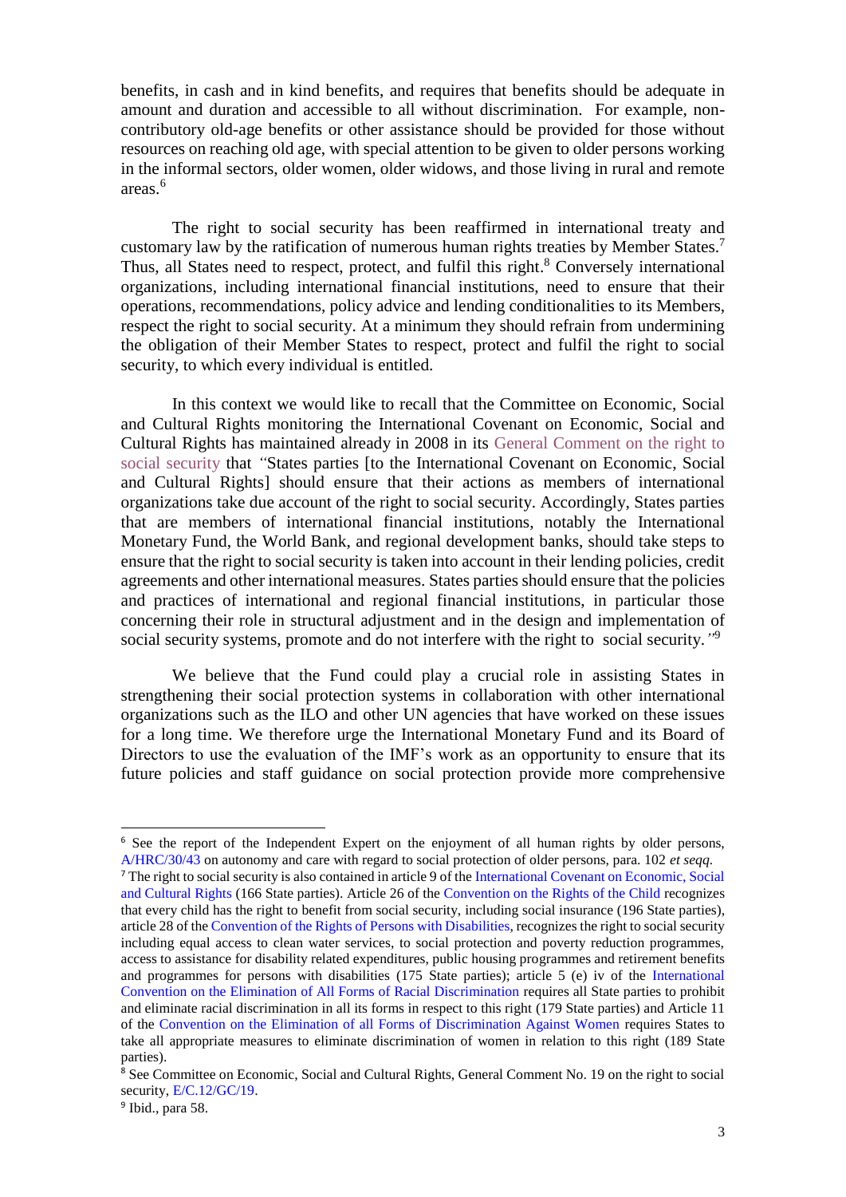benefits, in cash and in kind benefits, and requires that benefits should be adequate in amount and duration and accessible to all without discrimination. For example, non-contributory old-age benefits or other assistance should be provided for those without resources on reaching old age, with special attention to be given to older persons working in the informal sectors, older women, older widows, and those living in rural and remote areas.[6]

The right to social security has been reaffirmed in international treaty and customary law by the ratification of numerous human rights treaties by Member States.[7] Thus, all States need to respect, protect, and fulfil this right.[8] Conversely international organizations, including international financial institutions, need to ensure that their operations, recommendations, policy advice and lending conditionalities to its Members, respect the right to social security. At a minimum they should refrain from undermining the obligation of their Member States to respect, protect and fulfil the right to social security, to which every individual is entitled.

In this context we would like to recall that the Committee on Economic, Social and Cultural Rights monitoring the International Covenant on Economic, Social and Cultural Rights has maintained already in 2008 in its General Comment on the right to social security that *"*States parties [to the International Covenant on Economic, Social and Cultural Rights] should ensure that their actions as members of international organizations take due account of the right to social security. Accordingly, States parties that are members of international financial institutions, notably the International Monetary Fund, the World Bank, and regional development banks, should take steps to ensure that the right to social security is taken into account in their lending policies, credit agreements and other international measures. States parties should ensure that the policies and practices of international and regional financial institutions, in particular those concerning their role in structural adjustment and in the design and implementation of social security systems, promote and do not interfere with the right to social security.*"*[9]

We believe that the Fund could play a crucial role in assisting States in strengthening their social protection systems in collaboration with other international organizations such as the ILO and other UN agencies that have worked on these issues for a long time. We therefore urge the International Monetary Fund and its Board of Directors to use the evaluation of the IMF's work as an opportunity to ensure that its future policies and staff guidance on social protection provide more comprehensive

---

[6] See the report of the Independent Expert on the enjoyment of all human rights by older persons, A/HRC/30/43 on autonomy and care with regard to social protection of older persons, para. 102 *et seqq.*

[7] The right to social security is also contained in article 9 of the International Covenant on Economic, Social and Cultural Rights (166 State parties). Article 26 of the Convention on the Rights of the Child recognizes that every child has the right to benefit from social security, including social insurance (196 State parties), article 28 of the Convention of the Rights of Persons with Disabilities, recognizes the right to social security including equal access to clean water services, to social protection and poverty reduction programmes, access to assistance for disability related expenditures, public housing programmes and retirement benefits and programmes for persons with disabilities (175 State parties); article 5 (e) iv of the International Convention on the Elimination of All Forms of Racial Discrimination requires all State parties to prohibit and eliminate racial discrimination in all its forms in respect to this right (179 State parties) and Article 11 of the Convention on the Elimination of all Forms of Discrimination Against Women requires States to take all appropriate measures to eliminate discrimination of women in relation to this right (189 State parties).

[8] See Committee on Economic, Social and Cultural Rights, General Comment No. 19 on the right to social security, E/C.12/GC/19.

[9] Ibid., para 58.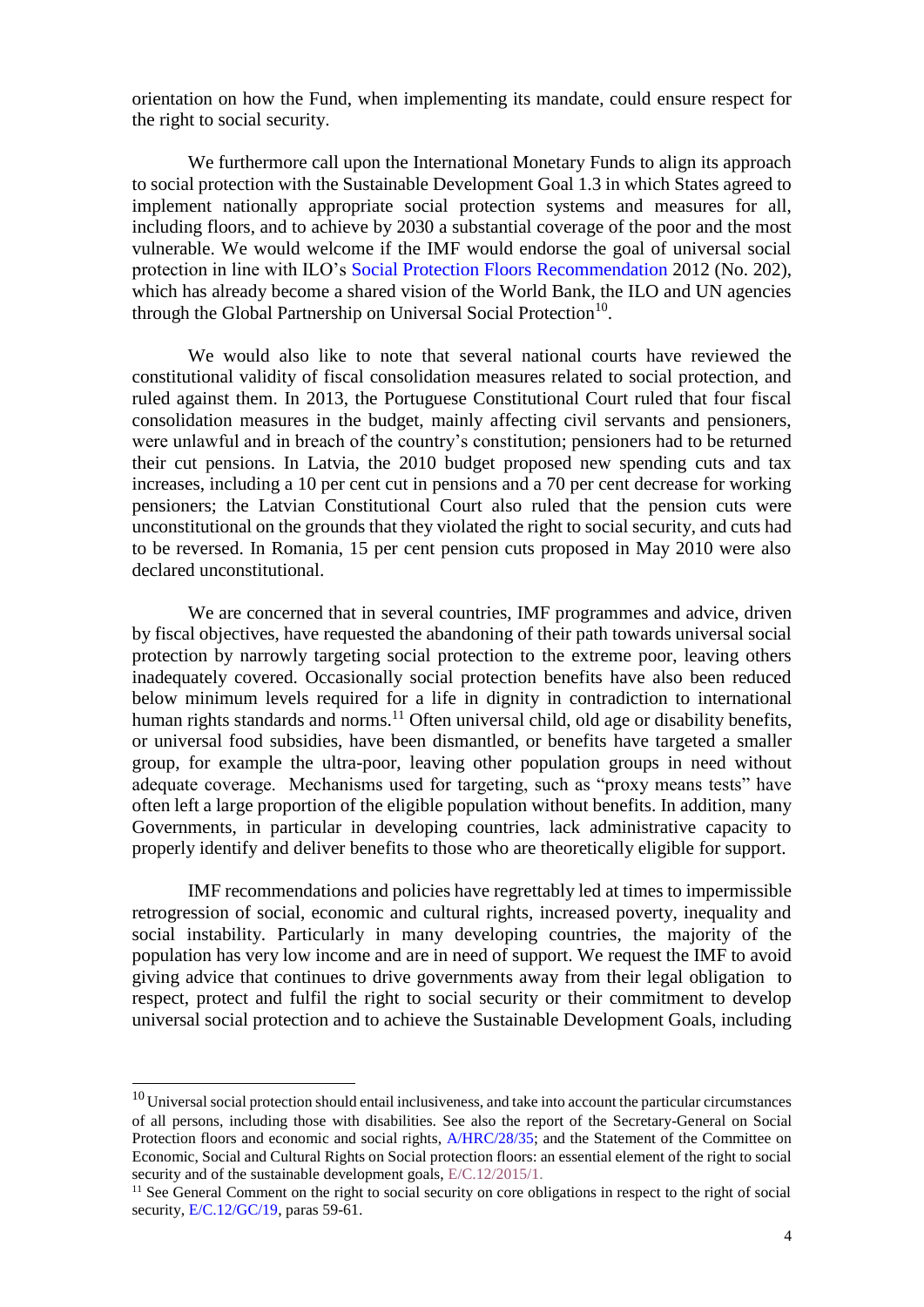orientation on how the Fund, when implementing its mandate, could ensure respect for the right to social security.

We furthermore call upon the International Monetary Funds to align its approach to social protection with the Sustainable Development Goal 1.3 in which States agreed to implement nationally appropriate social protection systems and measures for all, including floors, and to achieve by 2030 a substantial coverage of the poor and the most vulnerable. We would welcome if the IMF would endorse the goal of universal social protection in line with ILO's Social Protection Floors Recommendation 2012 (No. 202), which has already become a shared vision of the World Bank, the ILO and UN agencies through the Global Partnership on Universal Social Protection[10].

We would also like to note that several national courts have reviewed the constitutional validity of fiscal consolidation measures related to social protection, and ruled against them. In 2013, the Portuguese Constitutional Court ruled that four fiscal consolidation measures in the budget, mainly affecting civil servants and pensioners, were unlawful and in breach of the country's constitution; pensioners had to be returned their cut pensions. In Latvia, the 2010 budget proposed new spending cuts and tax increases, including a 10 per cent cut in pensions and a 70 per cent decrease for working pensioners; the Latvian Constitutional Court also ruled that the pension cuts were unconstitutional on the grounds that they violated the right to social security, and cuts had to be reversed. In Romania, 15 per cent pension cuts proposed in May 2010 were also declared unconstitutional.

We are concerned that in several countries, IMF programmes and advice, driven by fiscal objectives, have requested the abandoning of their path towards universal social protection by narrowly targeting social protection to the extreme poor, leaving others inadequately covered. Occasionally social protection benefits have also been reduced below minimum levels required for a life in dignity in contradiction to international human rights standards and norms.[11] Often universal child, old age or disability benefits, or universal food subsidies, have been dismantled, or benefits have targeted a smaller group, for example the ultra-poor, leaving other population groups in need without adequate coverage. Mechanisms used for targeting, such as "proxy means tests" have often left a large proportion of the eligible population without benefits. In addition, many Governments, in particular in developing countries, lack administrative capacity to properly identify and deliver benefits to those who are theoretically eligible for support.

IMF recommendations and policies have regrettably led at times to impermissible retrogression of social, economic and cultural rights, increased poverty, inequality and social instability. Particularly in many developing countries, the majority of the population has very low income and are in need of support. We request the IMF to avoid giving advice that continues to drive governments away from their legal obligation to respect, protect and fulfil the right to social security or their commitment to develop universal social protection and to achieve the Sustainable Development Goals, including

---

[10] Universal social protection should entail inclusiveness, and take into account the particular circumstances of all persons, including those with disabilities. See also the report of the Secretary-General on Social Protection floors and economic and social rights, A/HRC/28/35; and the Statement of the Committee on Economic, Social and Cultural Rights on Social protection floors: an essential element of the right to social security and of the sustainable development goals, E/C.12/2015/1.

[11] See General Comment on the right to social security on core obligations in respect to the right of social security, E/C.12/GC/19, paras 59-61.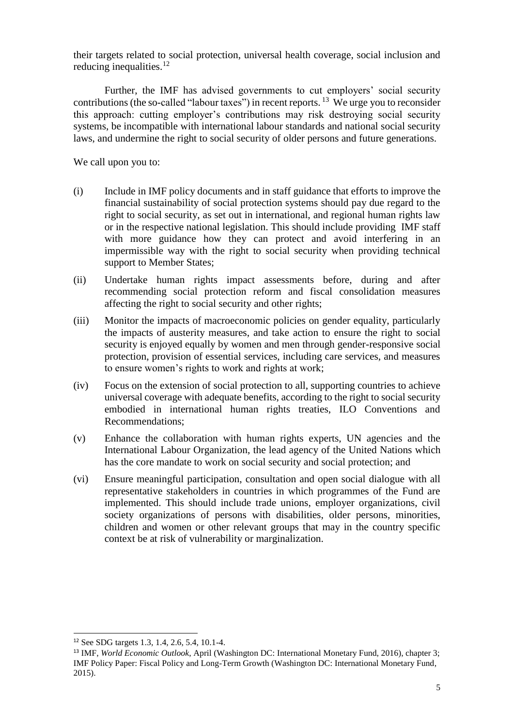their targets related to social protection, universal health coverage, social inclusion and reducing inequalities.[12]

Further, the IMF has advised governments to cut employers' social security contributions (the so-called "labour taxes") in recent reports.[13] We urge you to reconsider this approach: cutting employer's contributions may risk destroying social security systems, be incompatible with international labour standards and national social security laws, and undermine the right to social security of older persons and future generations.

We call upon you to:

(i) Include in IMF policy documents and in staff guidance that efforts to improve the financial sustainability of social protection systems should pay due regard to the right to social security, as set out in international, and regional human rights law or in the respective national legislation. This should include providing IMF staff with more guidance how they can protect and avoid interfering in an impermissible way with the right to social security when providing technical support to Member States;

(ii) Undertake human rights impact assessments before, during and after recommending social protection reform and fiscal consolidation measures affecting the right to social security and other rights;

(iii) Monitor the impacts of macroeconomic policies on gender equality, particularly the impacts of austerity measures, and take action to ensure the right to social security is enjoyed equally by women and men through gender-responsive social protection, provision of essential services, including care services, and measures to ensure women's rights to work and rights at work;

(iv) Focus on the extension of social protection to all, supporting countries to achieve universal coverage with adequate benefits, according to the right to social security embodied in international human rights treaties, ILO Conventions and Recommendations;

(v) Enhance the collaboration with human rights experts, UN agencies and the International Labour Organization, the lead agency of the United Nations which has the core mandate to work on social security and social protection; and

(vi) Ensure meaningful participation, consultation and open social dialogue with all representative stakeholders in countries in which programmes of the Fund are implemented. This should include trade unions, employer organizations, civil society organizations of persons with disabilities, older persons, minorities, children and women or other relevant groups that may in the country specific context be at risk of vulnerability or marginalization.

---

[12] See SDG targets 1.3, 1.4, 2.6, 5.4, 10.1-4.

[13] IMF, *World Economic Outlook*, April (Washington DC: International Monetary Fund, 2016), chapter 3; IMF Policy Paper: Fiscal Policy and Long-Term Growth (Washington DC: International Monetary Fund, 2015).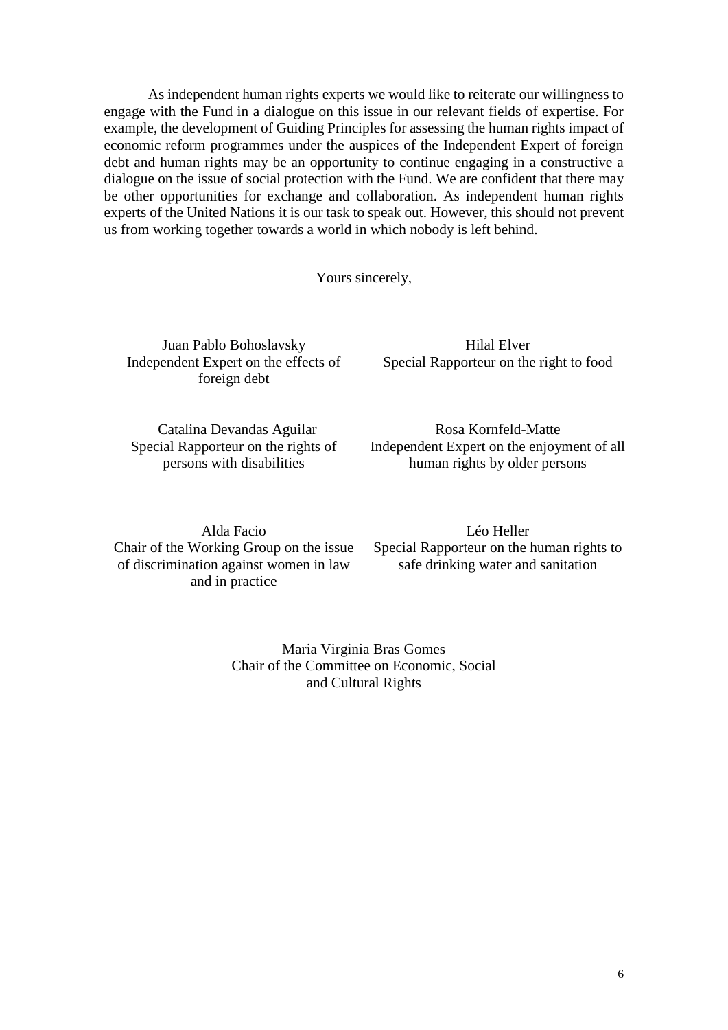As independent human rights experts we would like to reiterate our willingness to engage with the Fund in a dialogue on this issue in our relevant fields of expertise. For example, the development of Guiding Principles for assessing the human rights impact of economic reform programmes under the auspices of the Independent Expert of foreign debt and human rights may be an opportunity to continue engaging in a constructive a dialogue on the issue of social protection with the Fund. We are confident that there may be other opportunities for exchange and collaboration. As independent human rights experts of the United Nations it is our task to speak out. However, this should not prevent us from working together towards a world in which nobody is left behind.

Yours sincerely,

Juan Pablo Bohoslavsky
Independent Expert on the effects of foreign debt

Hilal Elver
Special Rapporteur on the right to food

Catalina Devandas Aguilar
Special Rapporteur on the rights of persons with disabilities

Rosa Kornfeld-Matte
Independent Expert on the enjoyment of all human rights by older persons

Alda Facio
Chair of the Working Group on the issue of discrimination against women in law and in practice

Léo Heller
Special Rapporteur on the human rights to safe drinking water and sanitation

Maria Virginia Bras Gomes
Chair of the Committee on Economic, Social and Cultural Rights